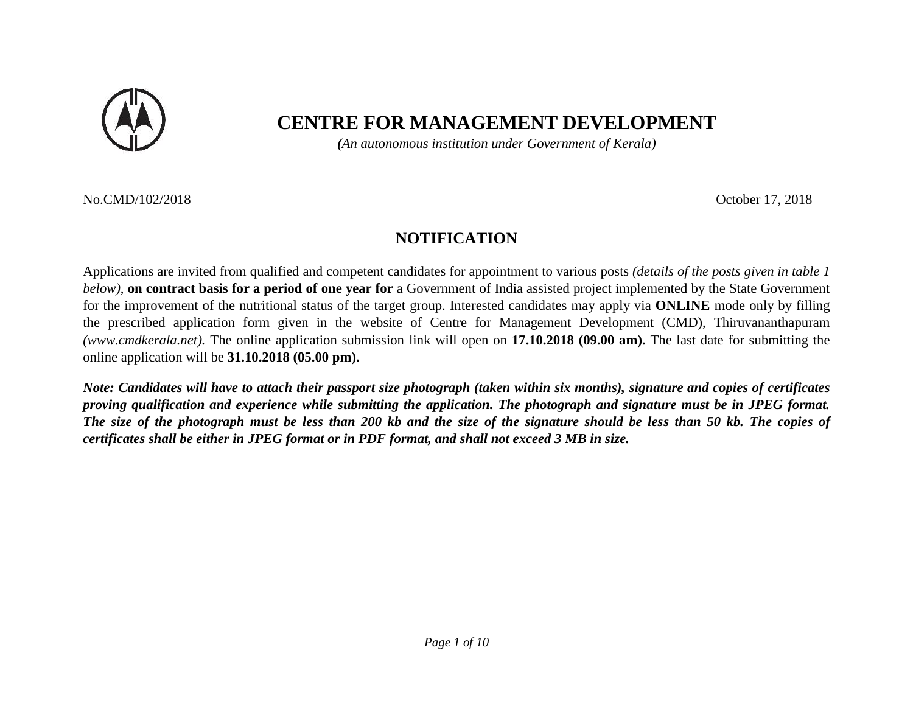# CENTRE FOR MANAGEMENT DEVELOPMENT

***(An autonomous institution under Government of Kerala)***

No.CMD/102/2018 October 17, 2018

## NOTIFICATION

Applications are invited from qualified and competent candidates for appointment to various posts *(details of the posts given in table 1 below)*, **on contract basis for a period of one year for** a Government of India assisted project implemented by the State Government for the improvement of the nutritional status of the target group. Interested candidates may apply via **ONLINE** mode only by filling the prescribed application form given in the website of Centre for Management Development (CMD), Thiruvananthapuram *(www.cmdkerala.net).* The online application submission link will open on **17.10.2018 (09.00 am).** The last date for submitting the online application will be **31.10.2018 (05.00 pm).**

***Note: Candidates will have to attach their passport size photograph (taken within six months), signature and copies of certificates proving qualification and experience while submitting the application. The photograph and signature must be in JPEG format. The size of the photograph must be less than 200 kb and the size of the signature should be less than 50 kb. The copies of certificates shall be either in JPEG format or in PDF format, and shall not exceed 3 MB in size.***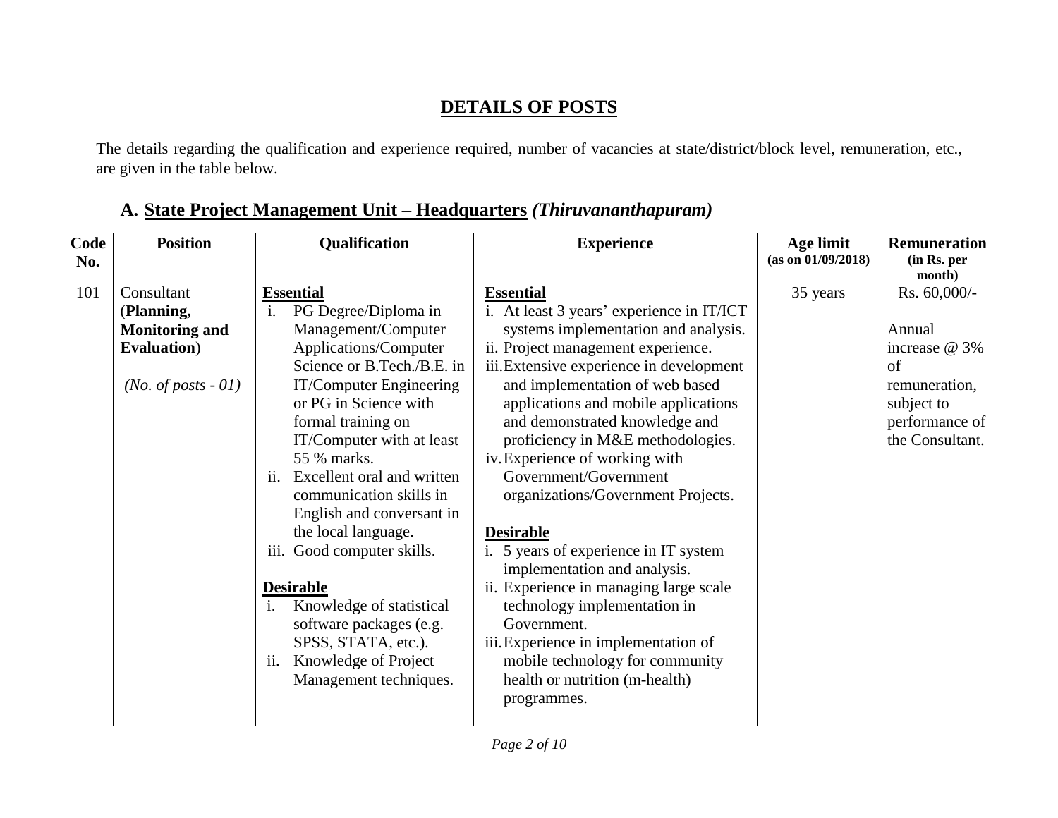# DETAILS OF POSTS

The details regarding the qualification and experience required, number of vacancies at state/district/block level, remuneration, etc., are given in the table below.

## A. State Project Management Unit – Headquarters *(Thiruvananthapuram)*

| Code No. | Position | Qualification | Experience | Age limit (as on 01/09/2018) | Remuneration (in Rs. per month) |
|---|---|---|---|---|---|
| 101 | Consultant (**Planning, Monitoring and Evaluation**)<br><br>*(No. of posts - 01)* | **Essential**<br>i. PG Degree/Diploma in Management/Computer Applications/Computer Science or B.Tech./B.E. in IT/Computer Engineering or PG in Science with formal training on IT/Computer with at least 55 % marks.<br>ii. Excellent oral and written communication skills in English and conversant in the local language.<br>iii. Good computer skills.<br><br>**Desirable**<br>i. Knowledge of statistical software packages (e.g. SPSS, STATA, etc.).<br>ii. Knowledge of Project Management techniques. | **Essential**<br>i. At least 3 years' experience in IT/ICT systems implementation and analysis.<br>ii. Project management experience.<br>iii. Extensive experience in development and implementation of web based applications and mobile applications and demonstrated knowledge and proficiency in M&E methodologies.<br>iv. Experience of working with Government/Government organizations/Government Projects.<br><br>**Desirable**<br>i. 5 years of experience in IT system implementation and analysis.<br>ii. Experience in managing large scale technology implementation in Government.<br>iii. Experience in implementation of mobile technology for community health or nutrition (m-health) programmes. | 35 years | Rs. 60,000/-<br><br>Annual increase @ 3% of remuneration, subject to performance of the Consultant. |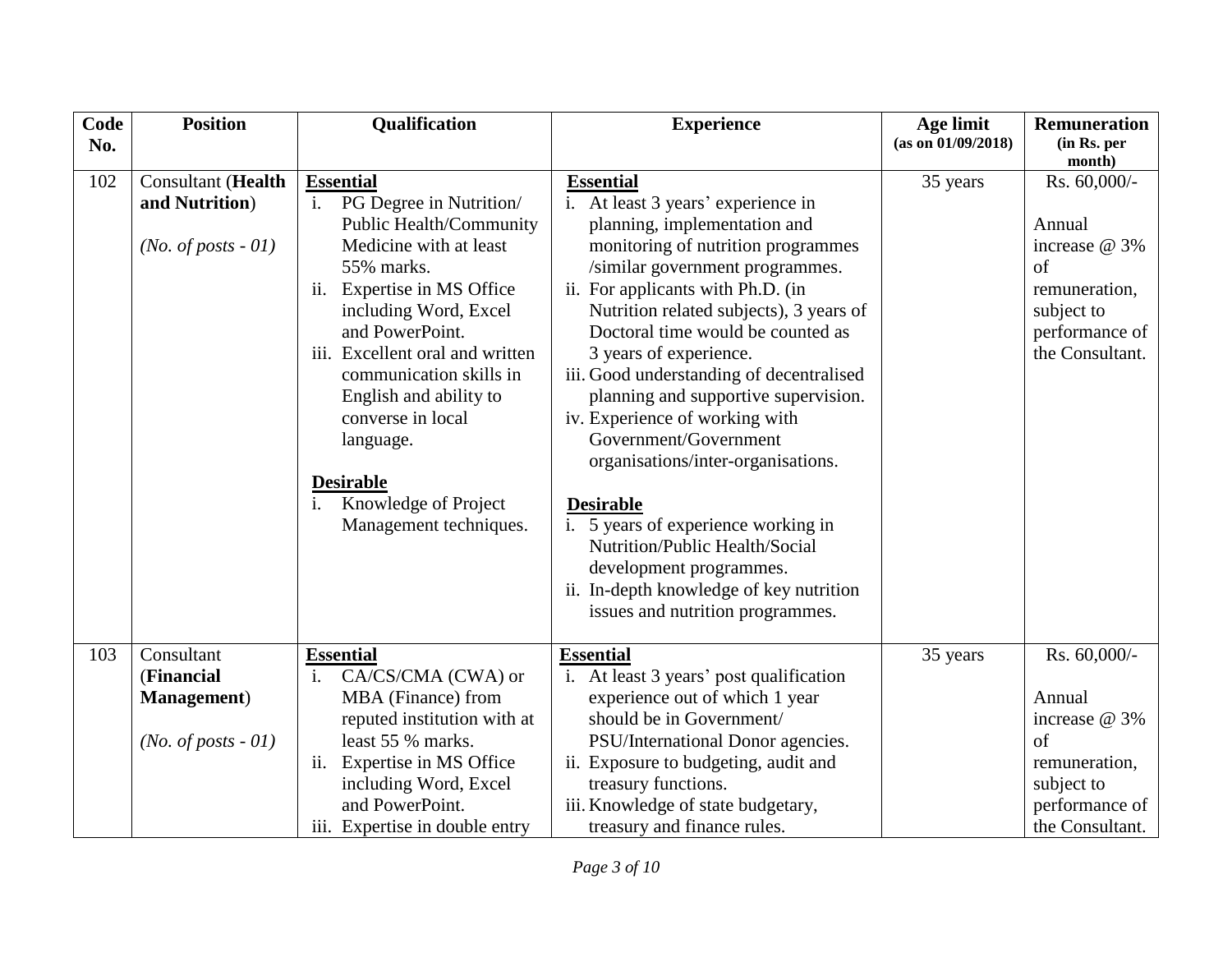| Code No. | Position | Qualification | Experience | Age limit (as on 01/09/2018) | Remuneration (in Rs. per month) |
|---|---|---|---|---|---|
| 102 | Consultant (**Health and Nutrition**)<br><br>*(No. of posts - 01)* | **Essential**<br>i. PG Degree in Nutrition/ Public Health/Community Medicine with at least 55% marks.<br>ii. Expertise in MS Office including Word, Excel and PowerPoint.<br>iii. Excellent oral and written communication skills in English and ability to converse in local language.<br><br>**Desirable**<br>i. Knowledge of Project Management techniques. | **Essential**<br>i. At least 3 years' experience in planning, implementation and monitoring of nutrition programmes /similar government programmes.<br>ii. For applicants with Ph.D. (in Nutrition related subjects), 3 years of Doctoral time would be counted as 3 years of experience.<br>iii. Good understanding of decentralised planning and supportive supervision.<br>iv. Experience of working with Government/Government organisations/inter-organisations.<br><br>**Desirable**<br>i. 5 years of experience working in Nutrition/Public Health/Social development programmes.<br>ii. In-depth knowledge of key nutrition issues and nutrition programmes. | 35 years | Rs. 60,000/-<br><br>Annual increase @ 3% of remuneration, subject to performance of the Consultant. |
| 103 | Consultant (**Financial Management**)<br><br>*(No. of posts - 01)* | **Essential**<br>i. CA/CS/CMA (CWA) or MBA (Finance) from reputed institution with at least 55 % marks.<br>ii. Expertise in MS Office including Word, Excel and PowerPoint.<br>iii. Expertise in double entry | **Essential**<br>i. At least 3 years' post qualification experience out of which 1 year should be in Government/ PSU/International Donor agencies.<br>ii. Exposure to budgeting, audit and treasury functions.<br>iii. Knowledge of state budgetary, treasury and finance rules. | 35 years | Rs. 60,000/-<br><br>Annual increase @ 3% of remuneration, subject to performance of the Consultant. |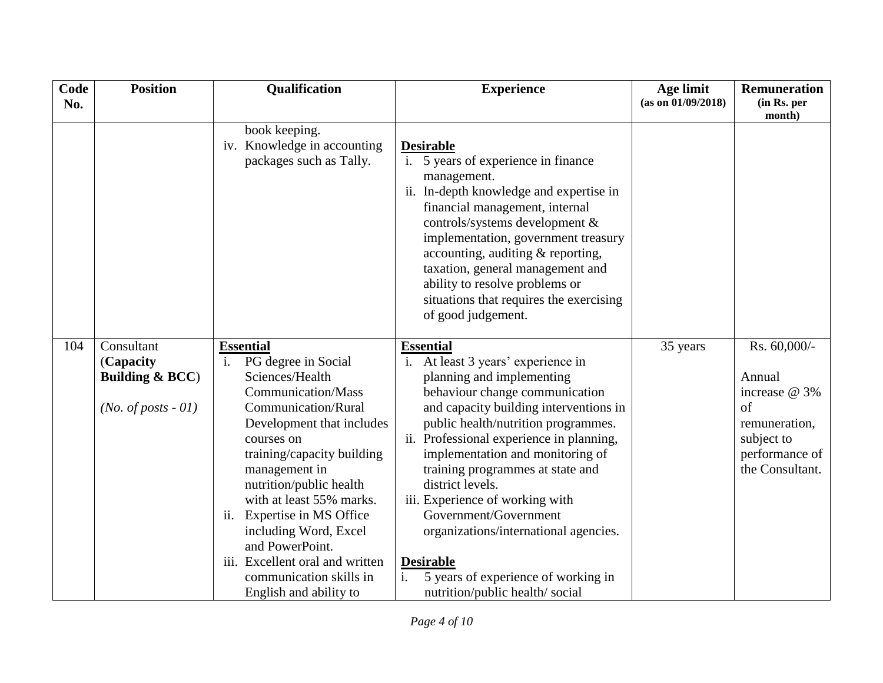| Code No. | Position | Qualification | Experience | Age limit (as on 01/09/2018) | Remuneration (in Rs. per month) |
|---|---|---|---|---|---|
| | | book keeping.<br>iv. Knowledge in accounting packages such as Tally. | **Desirable**<br>i. 5 years of experience in finance management.<br>ii. In-depth knowledge and expertise in financial management, internal controls/systems development & implementation, government treasury accounting, auditing & reporting, taxation, general management and ability to resolve problems or situations that requires the exercising of good judgement. | | |
| 104 | Consultant (**Capacity Building & BCC**)<br><br>*(No. of posts - 01)* | **Essential**<br>i. PG degree in Social Sciences/Health Communication/Mass Communication/Rural Development that includes courses on training/capacity building management in nutrition/public health with at least 55% marks.<br>ii. Expertise in MS Office including Word, Excel and PowerPoint.<br>iii. Excellent oral and written communication skills in English and ability to | **Essential**<br>i. At least 3 years' experience in planning and implementing behaviour change communication and capacity building interventions in public health/nutrition programmes.<br>ii. Professional experience in planning, implementation and monitoring of training programmes at state and district levels.<br>iii. Experience of working with Government/Government organizations/international agencies.<br><br>**Desirable**<br>i. 5 years of experience of working in nutrition/public health/ social | 35 years | Rs. 60,000/-<br><br>Annual increase @ 3% of remuneration, subject to performance of the Consultant. |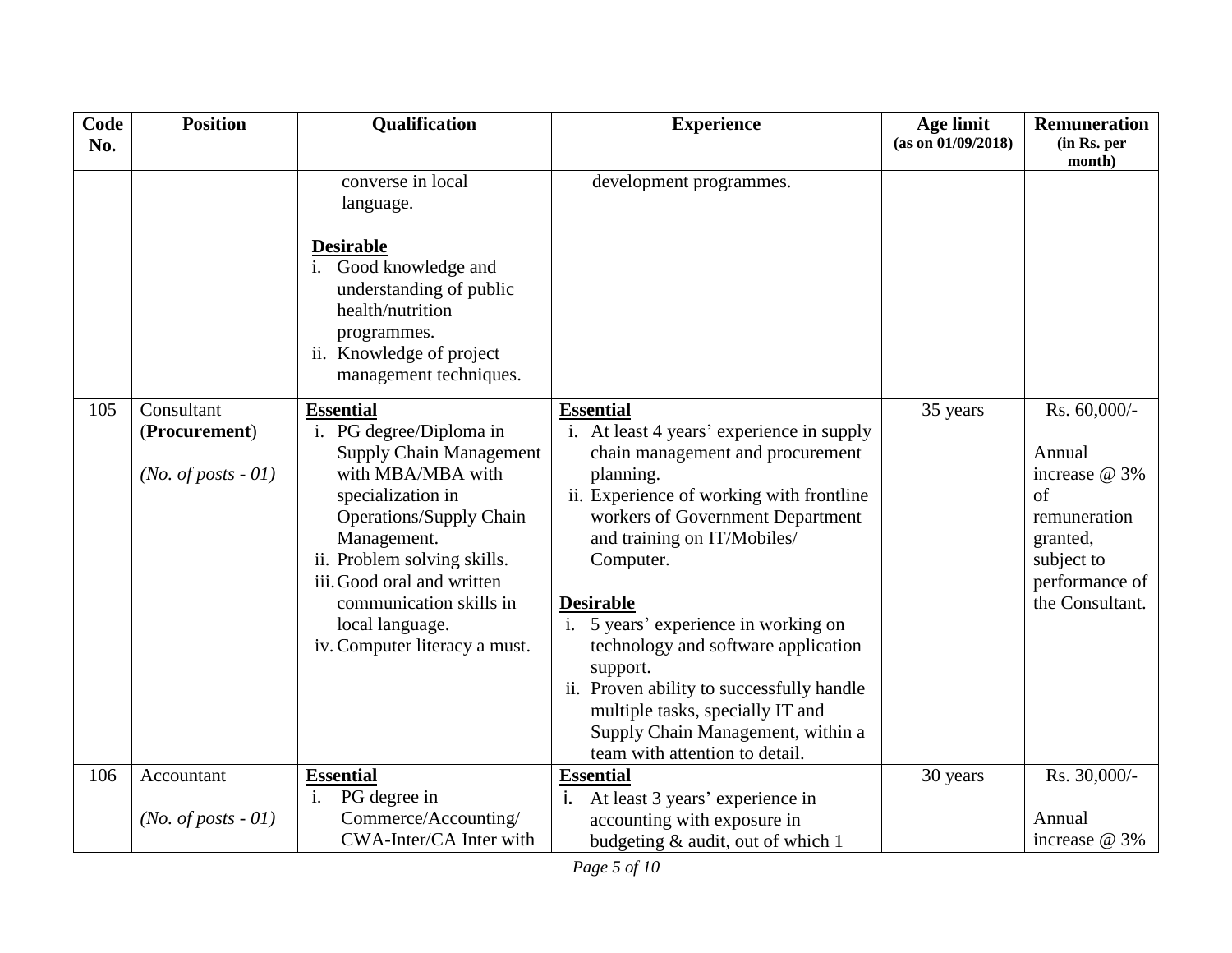| Code No. | Position | Qualification | Experience | Age limit (as on 01/09/2018) | Remuneration (in Rs. per month) |
|---|---|---|---|---|---|
| | | converse in local language.<br><br>**Desirable**<br>i. Good knowledge and understanding of public health/nutrition programmes.<br>ii. Knowledge of project management techniques. | development programmes. | | |
| 105 | Consultant (**Procurement**)<br><br>*(No. of posts - 01)* | **Essential**<br>i. PG degree/Diploma in Supply Chain Management with MBA/MBA with specialization in Operations/Supply Chain Management.<br>ii. Problem solving skills.<br>iii. Good oral and written communication skills in local language.<br>iv. Computer literacy a must. | **Essential**<br>i. At least 4 years' experience in supply chain management and procurement planning.<br>ii. Experience of working with frontline workers of Government Department and training on IT/Mobiles/ Computer.<br><br>**Desirable**<br>i. 5 years' experience in working on technology and software application support.<br>ii. Proven ability to successfully handle multiple tasks, specially IT and Supply Chain Management, within a team with attention to detail. | 35 years | Rs. 60,000/-<br><br>Annual increase @ 3% of remuneration granted, subject to performance of the Consultant. |
| 106 | Accountant<br><br>*(No. of posts - 01)* | **Essential**<br>i. PG degree in Commerce/Accounting/ CWA-Inter/CA Inter with | **Essential**<br>i. At least 3 years' experience in accounting with exposure in budgeting & audit, out of which 1 | 30 years | Rs. 30,000/-<br><br>Annual increase @ 3% |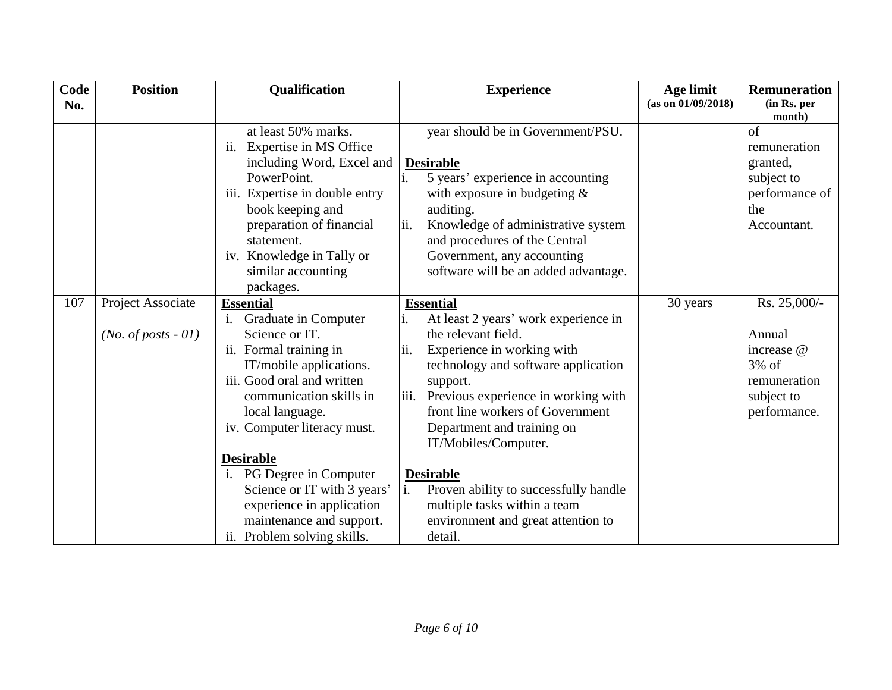| Code No. | Position | Qualification | Experience | Age limit (as on 01/09/2018) | Remuneration (in Rs. per month) |
|---|---|---|---|---|---|
| | | at least 50% marks.<br>ii. Expertise in MS Office including Word, Excel and PowerPoint.<br>iii. Expertise in double entry book keeping and preparation of financial statement.<br>iv. Knowledge in Tally or similar accounting packages. | year should be in Government/PSU.<br><br>**Desirable**<br>i. 5 years' experience in accounting with exposure in budgeting & auditing.<br>ii. Knowledge of administrative system and procedures of the Central Government, any accounting software will be an added advantage. | | of remuneration granted, subject to performance of the Accountant. |
| 107 | Project Associate<br><br>*(No. of posts - 01)* | **Essential**<br>i. Graduate in Computer Science or IT.<br>ii. Formal training in IT/mobile applications.<br>iii. Good oral and written communication skills in local language.<br>iv. Computer literacy must.<br><br>**Desirable**<br>i. PG Degree in Computer Science or IT with 3 years' experience in application maintenance and support.<br>ii. Problem solving skills. | **Essential**<br>i. At least 2 years' work experience in the relevant field.<br>ii. Experience in working with technology and software application support.<br>iii. Previous experience in working with front line workers of Government Department and training on IT/Mobiles/Computer.<br><br>**Desirable**<br>i. Proven ability to successfully handle multiple tasks within a team environment and great attention to detail. | 30 years | Rs. 25,000/-<br><br>Annual increase @ 3% of remuneration subject to performance. |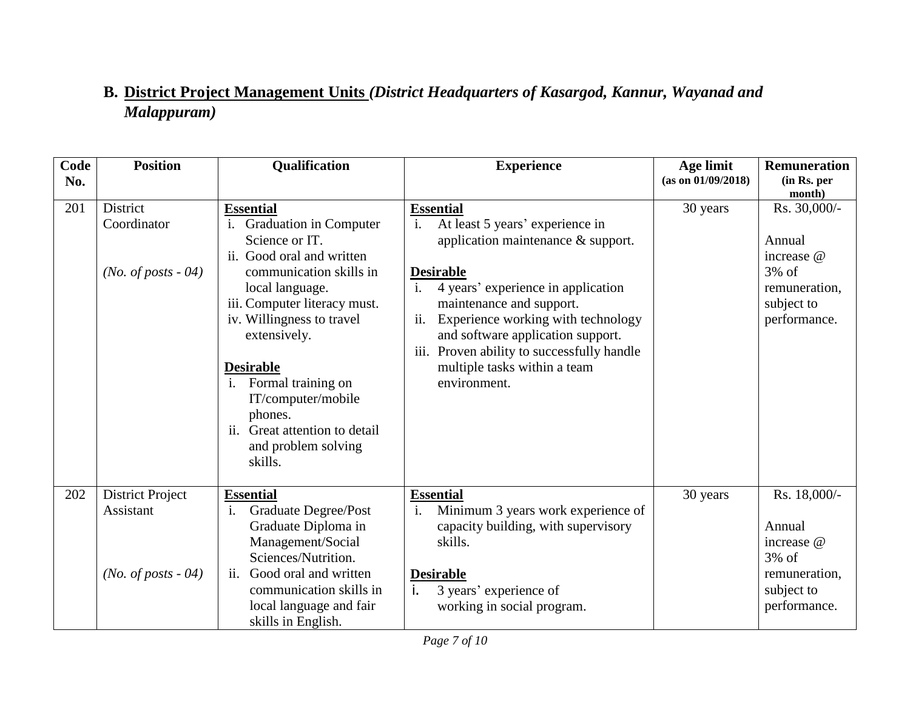### B. <u>District Project Management Units</u> *(District Headquarters of Kasargod, Kannur, Wayanad and Malappuram)*

| Code No. | Position | Qualification | Experience | Age limit (as on 01/09/2018) | Remuneration (in Rs. per month) |
|---|---|---|---|---|---|
| 201 | District Coordinator<br><br>*(No. of posts - 04)* | **<u>Essential</u>**<br>i. Graduation in Computer Science or IT.<br>ii. Good oral and written communication skills in local language.<br>iii. Computer literacy must.<br>iv. Willingness to travel extensively.<br><br>**<u>Desirable</u>**<br>i. Formal training on IT/computer/mobile phones.<br>ii. Great attention to detail and problem solving skills. | **<u>Essential</u>**<br>i. At least 5 years' experience in application maintenance & support.<br><br>**<u>Desirable</u>**<br>i. 4 years' experience in application maintenance and support.<br>ii. Experience working with technology and software application support.<br>iii. Proven ability to successfully handle multiple tasks within a team environment. | 30 years | Rs. 30,000/-<br><br>Annual increase @ 3% of remuneration, subject to performance. |
| 202 | District Project Assistant<br><br>*(No. of posts - 04)* | **<u>Essential</u>**<br>i. Graduate Degree/Post Graduate Diploma in Management/Social Sciences/Nutrition.<br>ii. Good oral and written communication skills in local language and fair skills in English. | **<u>Essential</u>**<br>i. Minimum 3 years work experience of capacity building, with supervisory skills.<br><br>**<u>Desirable</u>**<br>i. 3 years' experience of working in social program. | 30 years | Rs. 18,000/-<br><br>Annual increase @ 3% of remuneration, subject to performance. |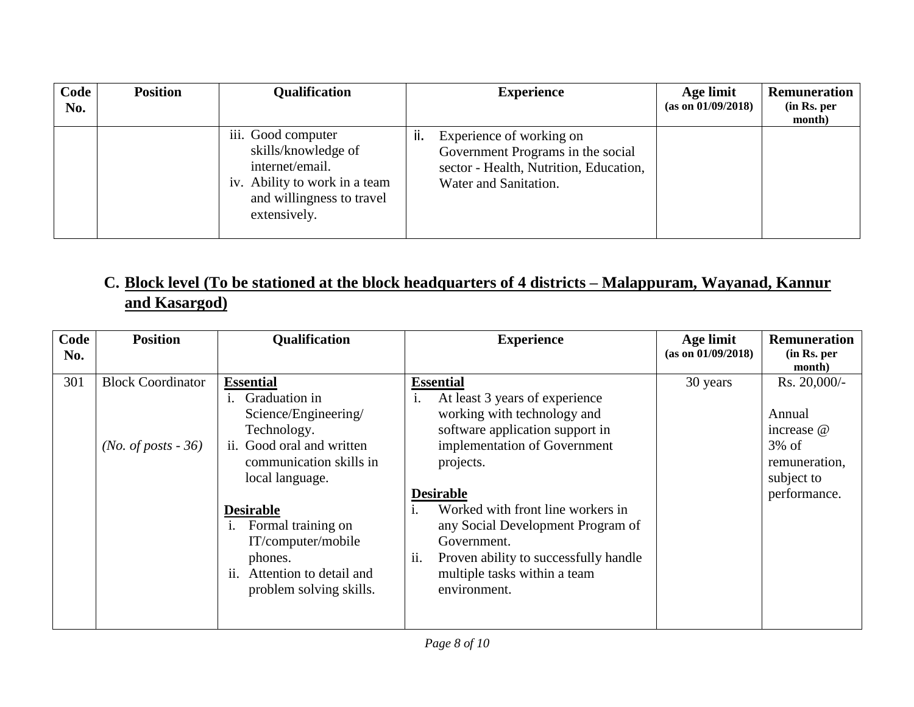| Code No. | Position | Qualification | Experience | Age limit (as on 01/09/2018) | Remuneration (in Rs. per month) |
|---|---|---|---|---|---|
| | | iii. Good computer skills/knowledge of internet/email.<br>iv. Ability to work in a team and willingness to travel extensively. | ii. Experience of working on Government Programs in the social sector - Health, Nutrition, Education, Water and Sanitation. | | |

## C. Block level (To be stationed at the block headquarters of 4 districts – Malappuram, Wayanad, Kannur and Kasargod)

| Code No. | Position | Qualification | Experience | Age limit (as on 01/09/2018) | Remuneration (in Rs. per month) |
|---|---|---|---|---|---|
| 301 | Block Coordinator<br><br>*(No. of posts - 36)* | **Essential**<br>i. Graduation in Science/Engineering/ Technology.<br>ii. Good oral and written communication skills in local language.<br><br>**Desirable**<br>i. Formal training on IT/computer/mobile phones.<br>ii. Attention to detail and problem solving skills. | **Essential**<br>i. At least 3 years of experience working with technology and software application support in implementation of Government projects.<br><br>**Desirable**<br>i. Worked with front line workers in any Social Development Program of Government.<br>ii. Proven ability to successfully handle multiple tasks within a team environment. | 30 years | Rs. 20,000/-<br><br>Annual increase @ 3% of remuneration, subject to performance. |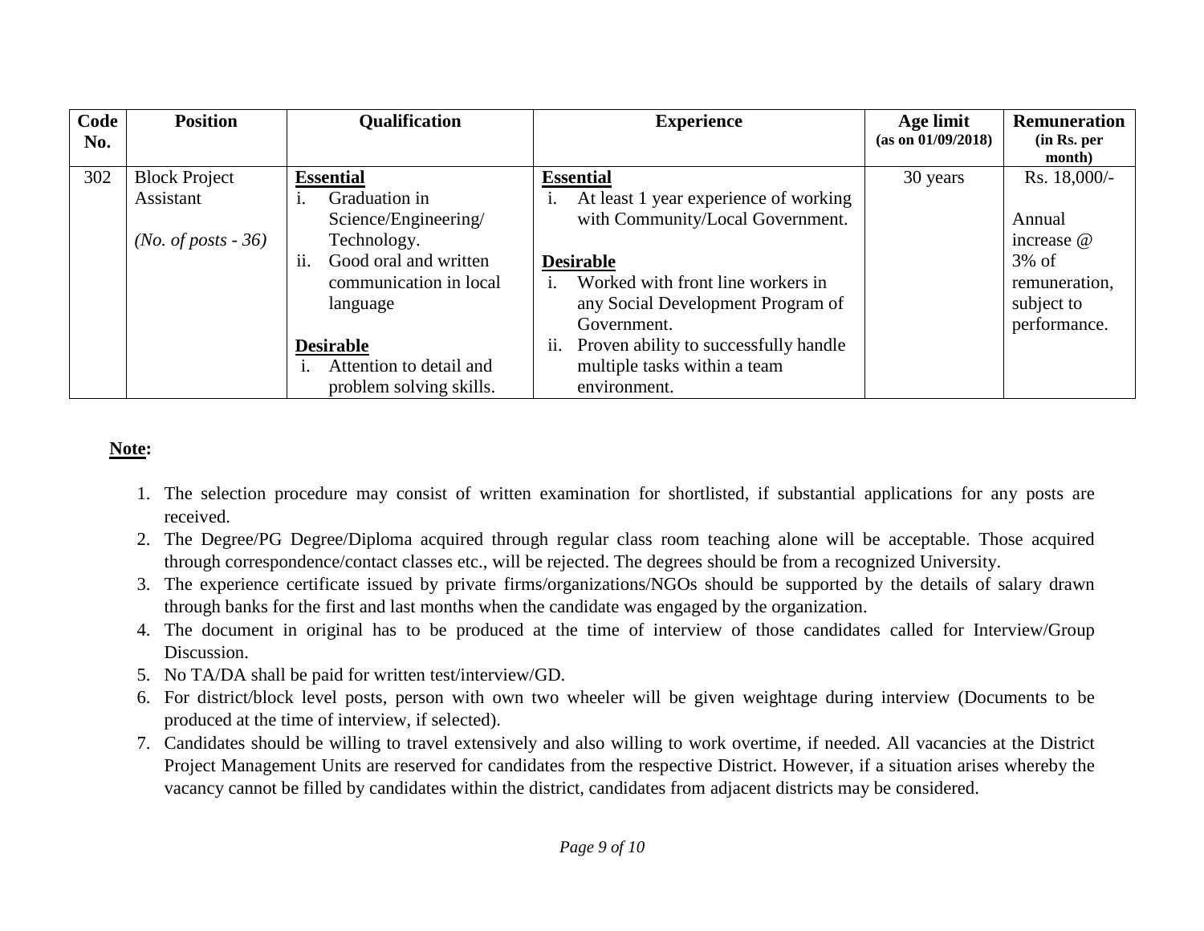| Code No. | Position | Qualification | Experience | Age limit (as on 01/09/2018) | Remuneration (in Rs. per month) |
|---|---|---|---|---|---|
| 302 | Block Project Assistant<br><br>*(No. of posts - 36)* | **Essential**<br>i. Graduation in Science/Engineering/ Technology.<br>ii. Good oral and written communication in local language<br><br>**Desirable**<br>i. Attention to detail and problem solving skills. | **Essential**<br>i. At least 1 year experience of working with Community/Local Government.<br><br>**Desirable**<br>i. Worked with front line workers in any Social Development Program of Government.<br>ii. Proven ability to successfully handle multiple tasks within a team environment. | 30 years | Rs. 18,000/-<br><br>Annual increase @ 3% of remuneration, subject to performance. |

**Note:**

1. The selection procedure may consist of written examination for shortlisted, if substantial applications for any posts are received.
2. The Degree/PG Degree/Diploma acquired through regular class room teaching alone will be acceptable. Those acquired through correspondence/contact classes etc., will be rejected. The degrees should be from a recognized University.
3. The experience certificate issued by private firms/organizations/NGOs should be supported by the details of salary drawn through banks for the first and last months when the candidate was engaged by the organization.
4. The document in original has to be produced at the time of interview of those candidates called for Interview/Group Discussion.
5. No TA/DA shall be paid for written test/interview/GD.
6. For district/block level posts, person with own two wheeler will be given weightage during interview (Documents to be produced at the time of interview, if selected).
7. Candidates should be willing to travel extensively and also willing to work overtime, if needed. All vacancies at the District Project Management Units are reserved for candidates from the respective District. However, if a situation arises whereby the vacancy cannot be filled by candidates within the district, candidates from adjacent districts may be considered.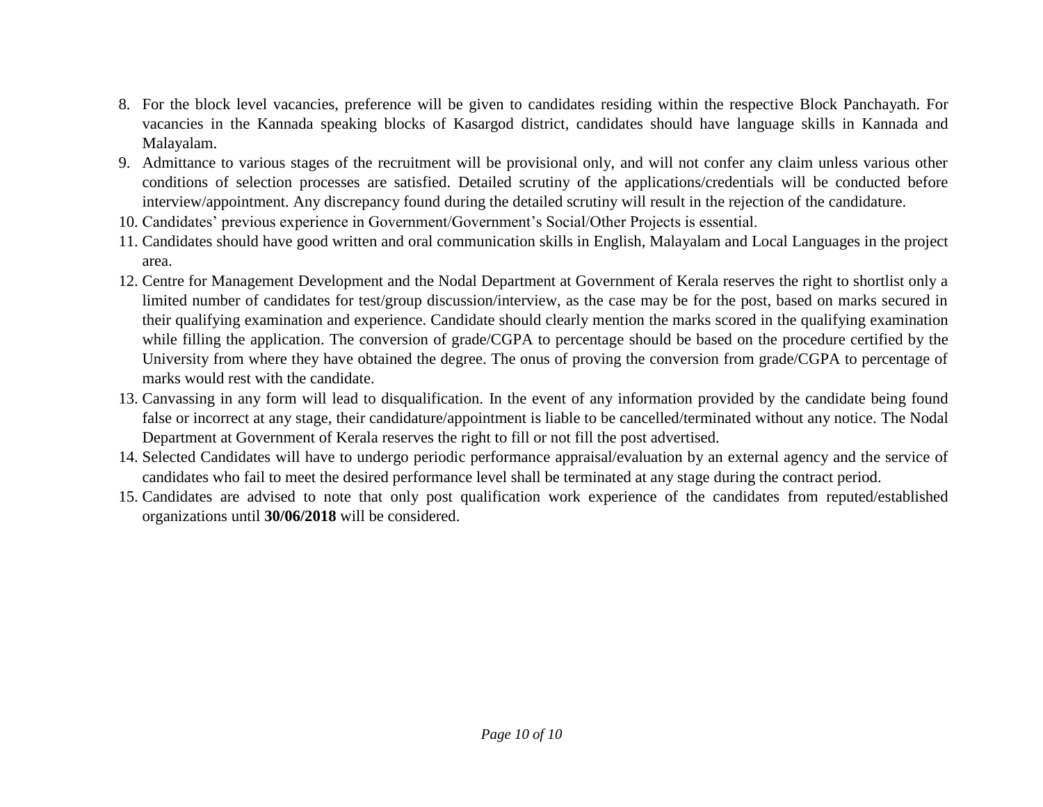8. For the block level vacancies, preference will be given to candidates residing within the respective Block Panchayath. For vacancies in the Kannada speaking blocks of Kasargod district, candidates should have language skills in Kannada and Malayalam.
9. Admittance to various stages of the recruitment will be provisional only, and will not confer any claim unless various other conditions of selection processes are satisfied. Detailed scrutiny of the applications/credentials will be conducted before interview/appointment. Any discrepancy found during the detailed scrutiny will result in the rejection of the candidature.
10. Candidates' previous experience in Government/Government's Social/Other Projects is essential.
11. Candidates should have good written and oral communication skills in English, Malayalam and Local Languages in the project area.
12. Centre for Management Development and the Nodal Department at Government of Kerala reserves the right to shortlist only a limited number of candidates for test/group discussion/interview, as the case may be for the post, based on marks secured in their qualifying examination and experience. Candidate should clearly mention the marks scored in the qualifying examination while filling the application. The conversion of grade/CGPA to percentage should be based on the procedure certified by the University from where they have obtained the degree. The onus of proving the conversion from grade/CGPA to percentage of marks would rest with the candidate.
13. Canvassing in any form will lead to disqualification. In the event of any information provided by the candidate being found false or incorrect at any stage, their candidature/appointment is liable to be cancelled/terminated without any notice. The Nodal Department at Government of Kerala reserves the right to fill or not fill the post advertised.
14. Selected Candidates will have to undergo periodic performance appraisal/evaluation by an external agency and the service of candidates who fail to meet the desired performance level shall be terminated at any stage during the contract period.
15. Candidates are advised to note that only post qualification work experience of the candidates from reputed/established organizations until **30/06/2018** will be considered.